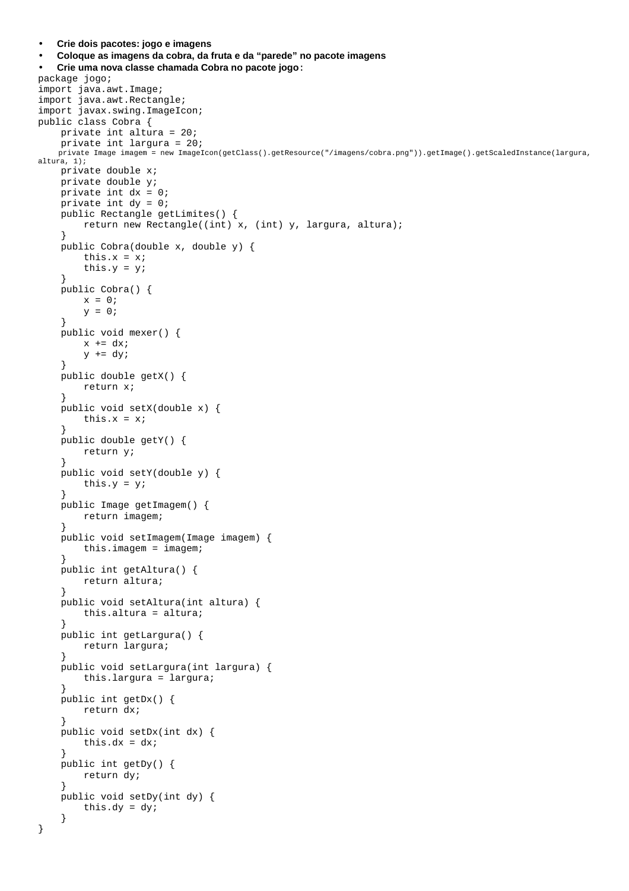- **Crie dois pacotes: jogo e imagens**
- **Coloque as imagens da cobra, da fruta e da "parede" no pacote imagens**
- **Crie uma nova classe chamada Cobra no pacote jogo**:

```
package jogo;
import java.awt.Image;
import java.awt.Rectangle;
import javax.swing.ImageIcon;
public class Cobra {
    private int altura = 20;
    private int largura = 20;
    private Image imagem = new ImageIcon(getClass().getResource("/imagens/cobra.png")).getImage().getScaledInstance(largura, altura, 1);
    private double x;
    private double y;
    private int dx = 0;
    private int dy = 0;
    public Rectangle getLimites() {
        return new Rectangle((int) x, (int) y, largura, altura);
    }
    public Cobra(double x, double y) {
        this.x = x;
        this.y = y;
    }
    public Cobra() {
        x = 0;
        y = 0;
    }
    public void mexer() {
        x += dx;
        y += dy;
    }
    public double getX() {
        return x;
    }
    public void setX(double x) {
        this.x = x;
    }
    public double getY() {
        return y;
    }
    public void setY(double y) {
        this.y = y;
    }
    public Image getImagem() {
        return imagem;
    }
    public void setImagem(Image imagem) {
        this.imagem = imagem;
    }
    public int getAltura() {
        return altura;
    }
    public void setAltura(int altura) {
        this.altura = altura;
    }
    public int getLargura() {
        return largura;
    }
    public void setLargura(int largura) {
        this.largura = largura;
    }
    public int getDx() {
        return dx;
    }
    public void setDx(int dx) {
        this.dx = dx;
    }
    public int getDy() {
        return dy;
    }
    public void setDy(int dy) {
        this.dy = dy;
    }
}
```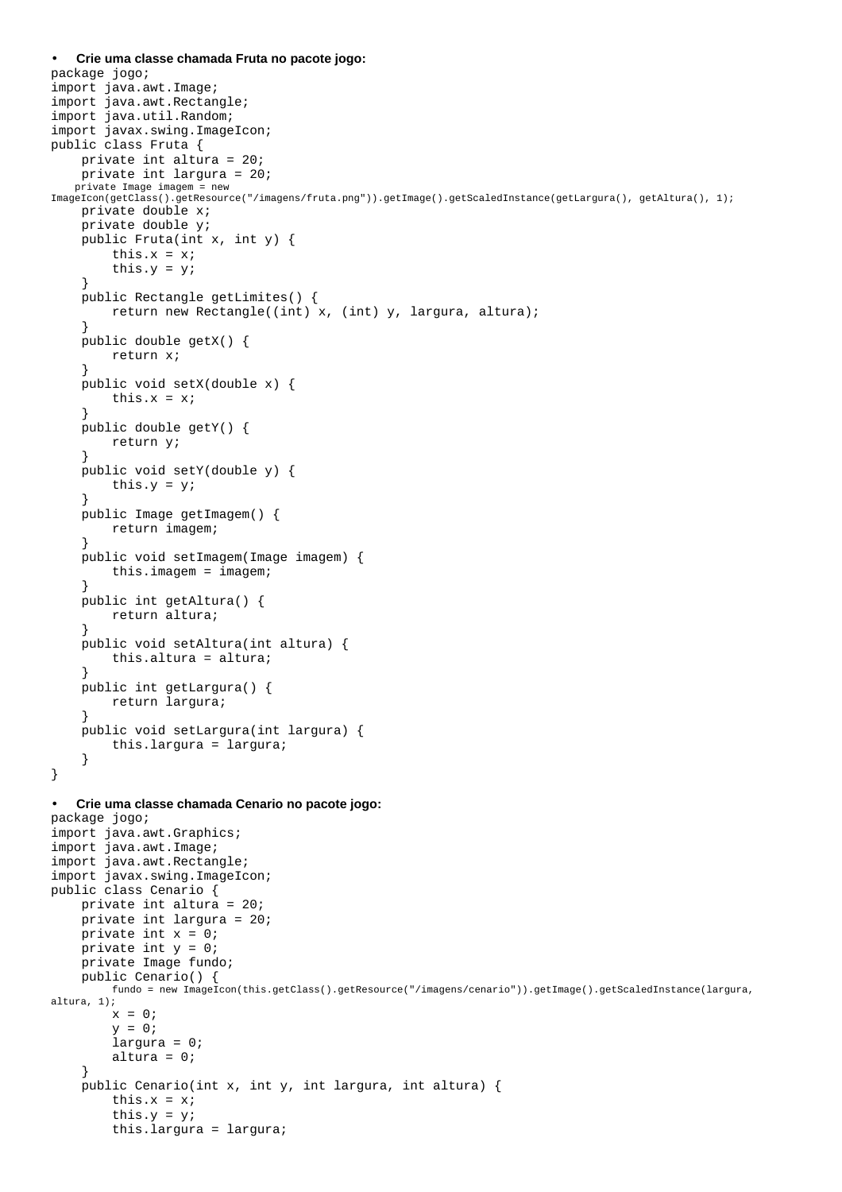- **Crie uma classe chamada Fruta no pacote jogo:**

```
package jogo;
import java.awt.Image;
import java.awt.Rectangle;
import java.util.Random;
import javax.swing.ImageIcon;
public class Fruta {
    private int altura = 20;
    private int largura = 20;
    private Image imagem = new
ImageIcon(getClass().getResource("/imagens/fruta.png")).getImage().getScaledInstance(getLargura(), getAltura(), 1);
    private double x;
    private double y;
    public Fruta(int x, int y) {
        this.x = x;
        this.y = y;
    }
    public Rectangle getLimites() {
        return new Rectangle((int) x, (int) y, largura, altura);
    }
    public double getX() {
        return x;
    }
    public void setX(double x) {
        this.x = x;
    }
    public double getY() {
        return y;
    }
    public void setY(double y) {
        this.y = y;
    }
    public Image getImagem() {
        return imagem;
    }
    public void setImagem(Image imagem) {
        this.imagem = imagem;
    }
    public int getAltura() {
        return altura;
    }
    public void setAltura(int altura) {
        this.altura = altura;
    }
    public int getLargura() {
        return largura;
    }
    public void setLargura(int largura) {
        this.largura = largura;
    }
}
```

- **Crie uma classe chamada Cenario no pacote jogo:**

```
package jogo;
import java.awt.Graphics;
import java.awt.Image;
import java.awt.Rectangle;
import javax.swing.ImageIcon;
public class Cenario {
    private int altura = 20;
    private int largura = 20;
    private int x = 0;
    private int y = 0;
    private Image fundo;
    public Cenario() {
        fundo = new ImageIcon(this.getClass().getResource("/imagens/cenario")).getImage().getScaledInstance(largura,
altura, 1);
        x = 0;
        y = 0;
        largura = 0;
        altura = 0;
    }
    public Cenario(int x, int y, int largura, int altura) {
        this.x = x;
        this.y = y;
        this.largura = largura;
```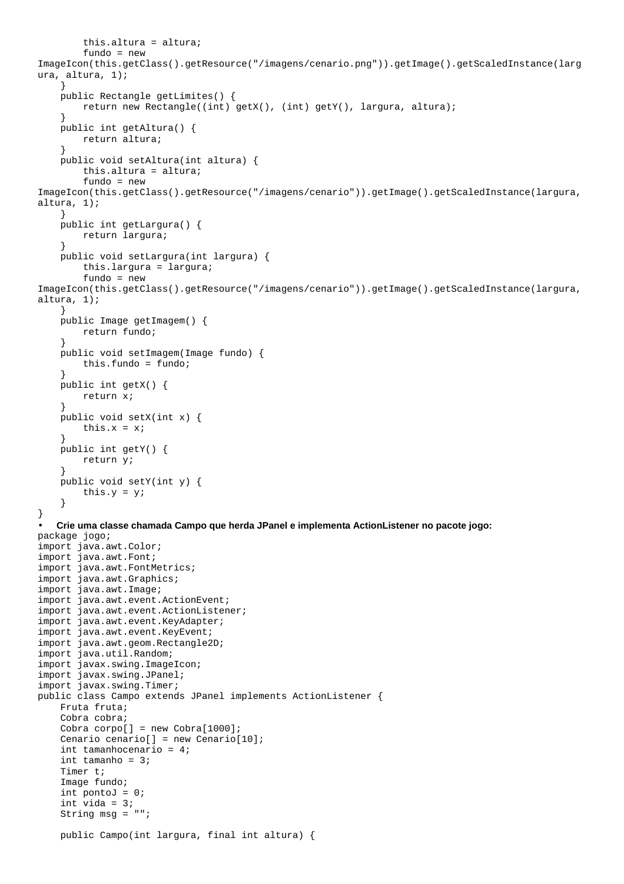```java
        this.altura = altura;
        fundo = new ImageIcon(this.getClass().getResource("/imagens/cenario.png")).getImage().getScaledInstance(largura, altura, 1);
    }
    public Rectangle getLimites() {
        return new Rectangle((int) getX(), (int) getY(), largura, altura);
    }
    public int getAltura() {
        return altura;
    }
    public void setAltura(int altura) {
        this.altura = altura;
        fundo = new ImageIcon(this.getClass().getResource("/imagens/cenario")).getImage().getScaledInstance(largura, altura, 1);
    }
    public int getLargura() {
        return largura;
    }
    public void setLargura(int largura) {
        this.largura = largura;
        fundo = new ImageIcon(this.getClass().getResource("/imagens/cenario")).getImage().getScaledInstance(largura, altura, 1);
    }
    public Image getImagem() {
        return fundo;
    }
    public void setImagem(Image fundo) {
        this.fundo = fundo;
    }
    public int getX() {
        return x;
    }
    public void setX(int x) {
        this.x = x;
    }
    public int getY() {
        return y;
    }
    public void setY(int y) {
        this.y = y;
    }
}
```

- **Crie uma classe chamada Campo que herda JPanel e implementa ActionListener no pacote jogo:**

```java
package jogo;
import java.awt.Color;
import java.awt.Font;
import java.awt.FontMetrics;
import java.awt.Graphics;
import java.awt.Image;
import java.awt.event.ActionEvent;
import java.awt.event.ActionListener;
import java.awt.event.KeyAdapter;
import java.awt.event.KeyEvent;
import java.awt.geom.Rectangle2D;
import java.util.Random;
import javax.swing.ImageIcon;
import javax.swing.JPanel;
import javax.swing.Timer;
public class Campo extends JPanel implements ActionListener {
    Fruta fruta;
    Cobra cobra;
    Cobra corpo[] = new Cobra[1000];
    Cenario cenario[] = new Cenario[10];
    int tamanhocenario = 4;
    int tamanho = 3;
    Timer t;
    Image fundo;
    int pontoJ = 0;
    int vida = 3;
    String msg = "";

    public Campo(int largura, final int altura) {
```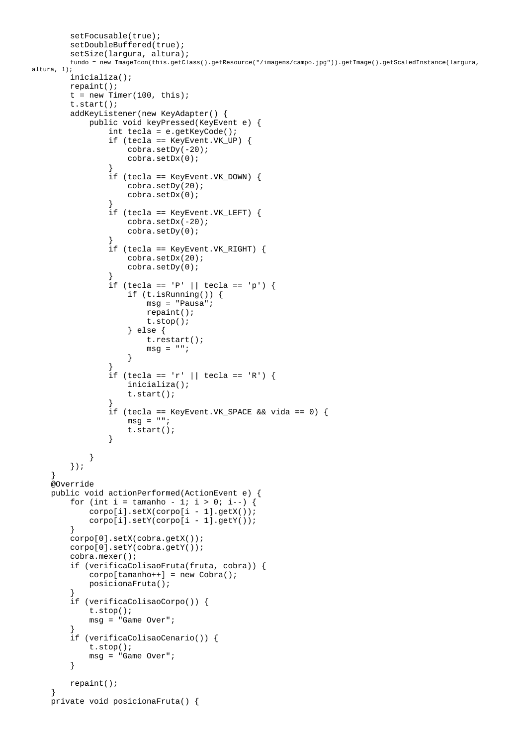```java
        setFocusable(true);
        setDoubleBuffered(true);
        setSize(largura, altura);
        fundo = new ImageIcon(this.getClass().getResource("/imagens/campo.jpg")).getImage().getScaledInstance(largura, altura, 1);
        inicializa();
        repaint();
        t = new Timer(100, this);
        t.start();
        addKeyListener(new KeyAdapter() {
            public void keyPressed(KeyEvent e) {
                int tecla = e.getKeyCode();
                if (tecla == KeyEvent.VK_UP) {
                    cobra.setDy(-20);
                    cobra.setDx(0);
                }
                if (tecla == KeyEvent.VK_DOWN) {
                    cobra.setDy(20);
                    cobra.setDx(0);
                }
                if (tecla == KeyEvent.VK_LEFT) {
                    cobra.setDx(-20);
                    cobra.setDy(0);
                }
                if (tecla == KeyEvent.VK_RIGHT) {
                    cobra.setDx(20);
                    cobra.setDy(0);
                }
                if (tecla == 'P' || tecla == 'p') {
                    if (t.isRunning()) {
                        msg = "Pausa";
                        repaint();
                        t.stop();
                    } else {
                        t.restart();
                        msg = "";
                    }
                }
                if (tecla == 'r' || tecla == 'R') {
                    inicializa();
                    t.start();
                }
                if (tecla == KeyEvent.VK_SPACE && vida == 0) {
                    msg = "";
                    t.start();
                }

            }
        });
    }
    @Override
    public void actionPerformed(ActionEvent e) {
        for (int i = tamanho - 1; i > 0; i--) {
            corpo[i].setX(corpo[i - 1].getX());
            corpo[i].setY(corpo[i - 1].getY());
        }
        corpo[0].setX(cobra.getX());
        corpo[0].setY(cobra.getY());
        cobra.mexer();
        if (verificaColisaoFruta(fruta, cobra)) {
            corpo[tamanho++] = new Cobra();
            posicionaFruta();
        }
        if (verificaColisaoCorpo()) {
            t.stop();
            msg = "Game Over";
        }
        if (verificaColisaoCenario()) {
            t.stop();
            msg = "Game Over";
        }

        repaint();
    }
    private void posicionaFruta() {
```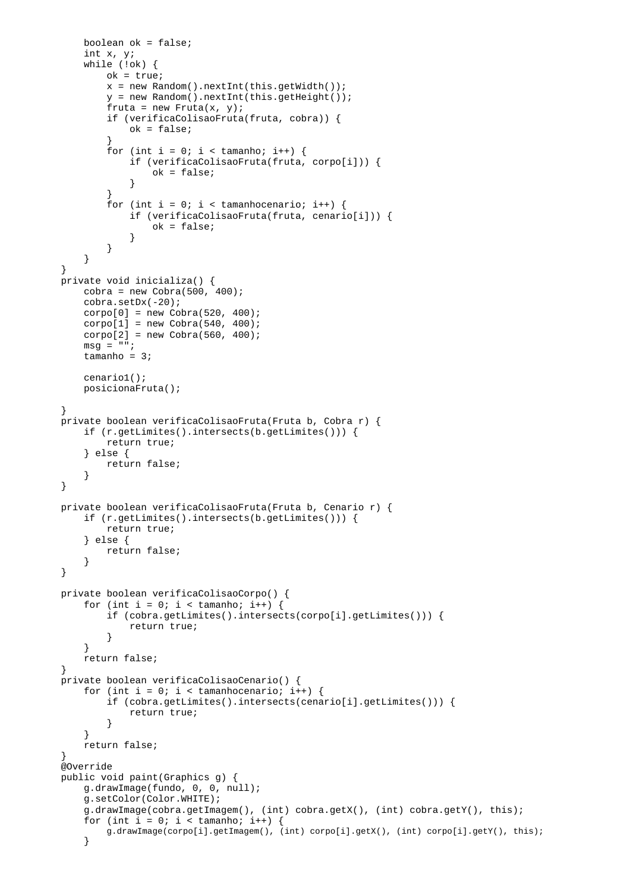```java
        boolean ok = false;
        int x, y;
        while (!ok) {
            ok = true;
            x = new Random().nextInt(this.getWidth());
            y = new Random().nextInt(this.getHeight());
            fruta = new Fruta(x, y);
            if (verificaColisaoFruta(fruta, cobra)) {
                ok = false;
            }
            for (int i = 0; i < tamanho; i++) {
                if (verificaColisaoFruta(fruta, corpo[i])) {
                    ok = false;
                }
            }
            for (int i = 0; i < tamanhocenario; i++) {
                if (verificaColisaoFruta(fruta, cenario[i])) {
                    ok = false;
                }
            }
        }
    }
    private void inicializa() {
        cobra = new Cobra(500, 400);
        cobra.setDx(-20);
        corpo[0] = new Cobra(520, 400);
        corpo[1] = new Cobra(540, 400);
        corpo[2] = new Cobra(560, 400);
        msg = "";
        tamanho = 3;

        cenario1();
        posicionaFruta();

    }
    private boolean verificaColisaoFruta(Fruta b, Cobra r) {
        if (r.getLimites().intersects(b.getLimites())) {
            return true;
        } else {
            return false;
        }
    }

    private boolean verificaColisaoFruta(Fruta b, Cenario r) {
        if (r.getLimites().intersects(b.getLimites())) {
            return true;
        } else {
            return false;
        }
    }

    private boolean verificaColisaoCorpo() {
        for (int i = 0; i < tamanho; i++) {
            if (cobra.getLimites().intersects(corpo[i].getLimites())) {
                return true;
            }
        }
        return false;
    }
    private boolean verificaColisaoCenario() {
        for (int i = 0; i < tamanhocenario; i++) {
            if (cobra.getLimites().intersects(cenario[i].getLimites())) {
                return true;
            }
        }
        return false;
    }
    @Override
    public void paint(Graphics g) {
        g.drawImage(fundo, 0, 0, null);
        g.setColor(Color.WHITE);
        g.drawImage(cobra.getImagem(), (int) cobra.getX(), (int) cobra.getY(), this);
        for (int i = 0; i < tamanho; i++) {
            g.drawImage(corpo[i].getImagem(), (int) corpo[i].getX(), (int) corpo[i].getY(), this);
        }
```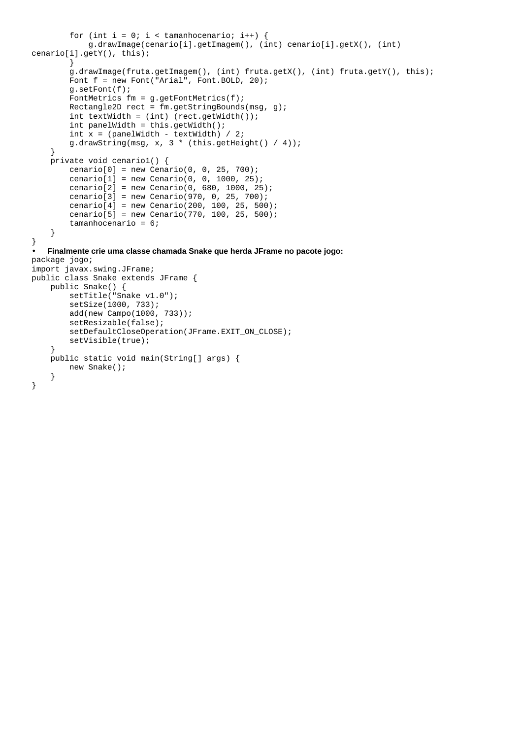```
        for (int i = 0; i < tamanhocenario; i++) {
            g.drawImage(cenario[i].getImagem(), (int) cenario[i].getX(), (int)
cenario[i].getY(), this);
        }
        g.drawImage(fruta.getImagem(), (int) fruta.getX(), (int) fruta.getY(), this);
        Font f = new Font("Arial", Font.BOLD, 20);
        g.setFont(f);
        FontMetrics fm = g.getFontMetrics(f);
        Rectangle2D rect = fm.getStringBounds(msg, g);
        int textWidth = (int) (rect.getWidth());
        int panelWidth = this.getWidth();
        int x = (panelWidth - textWidth) / 2;
        g.drawString(msg, x, 3 * (this.getHeight() / 4));
    }
    private void cenario1() {
        cenario[0] = new Cenario(0, 0, 25, 700);
        cenario[1] = new Cenario(0, 0, 1000, 25);
        cenario[2] = new Cenario(0, 680, 1000, 25);
        cenario[3] = new Cenario(970, 0, 25, 700);
        cenario[4] = new Cenario(200, 100, 25, 500);
        cenario[5] = new Cenario(770, 100, 25, 500);
        tamanhocenario = 6;
    }
}
```

- **Finalmente crie uma classe chamada Snake que herda JFrame no pacote jogo:**

```
package jogo;
import javax.swing.JFrame;
public class Snake extends JFrame {
    public Snake() {
        setTitle("Snake v1.0");
        setSize(1000, 733);
        add(new Campo(1000, 733));
        setResizable(false);
        setDefaultCloseOperation(JFrame.EXIT_ON_CLOSE);
        setVisible(true);
    }
    public static void main(String[] args) {
        new Snake();
    }
}
```